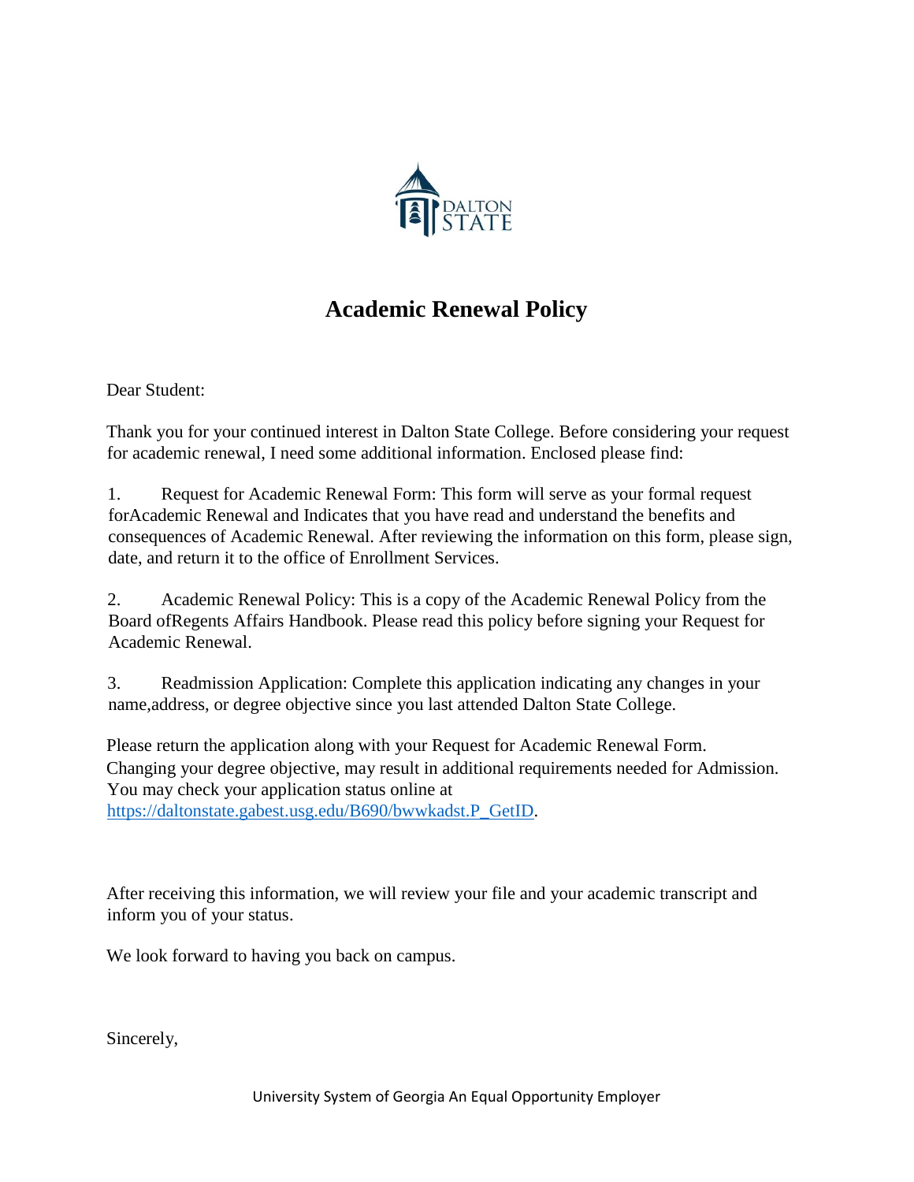# Academic Renewal Policy

Dear Student:

Thank you for your continued interest in Dalton State College. Before considering your request for academic renewal, I need some additional information. Enclosed please find:

1. Request for Academic Renewal Form: This form will serve as your formal request forAcademic Renewal and Indicates that you have read and understand the benefits and consequences of Academic Renewal. After reviewing the information on this form, please sign, date, and return it to the office of Enrollment Services.

2. Academic Renewal Policy: This is a copy of the Academic Renewal Policy from the Board ofRegents Affairs Handbook. Please read this policy before signing your Request for Academic Renewal.

3. Readmission Application: Complete this application indicating any changes in your name,address, or degree objective since you last attended Dalton State College.

Please return the application along with your Request for Academic Renewal Form. Changing your degree objective, may result in additional requirements needed for Admission. You may check your application status online at https://daltonstate.gabest.usg.edu/B690/bwwkadst.P_GetID.

After receiving this information, we will review your file and your academic transcript and inform you of your status.

We look forward to having you back on campus.

Sincerely,

University System of Georgia An Equal Opportunity Employer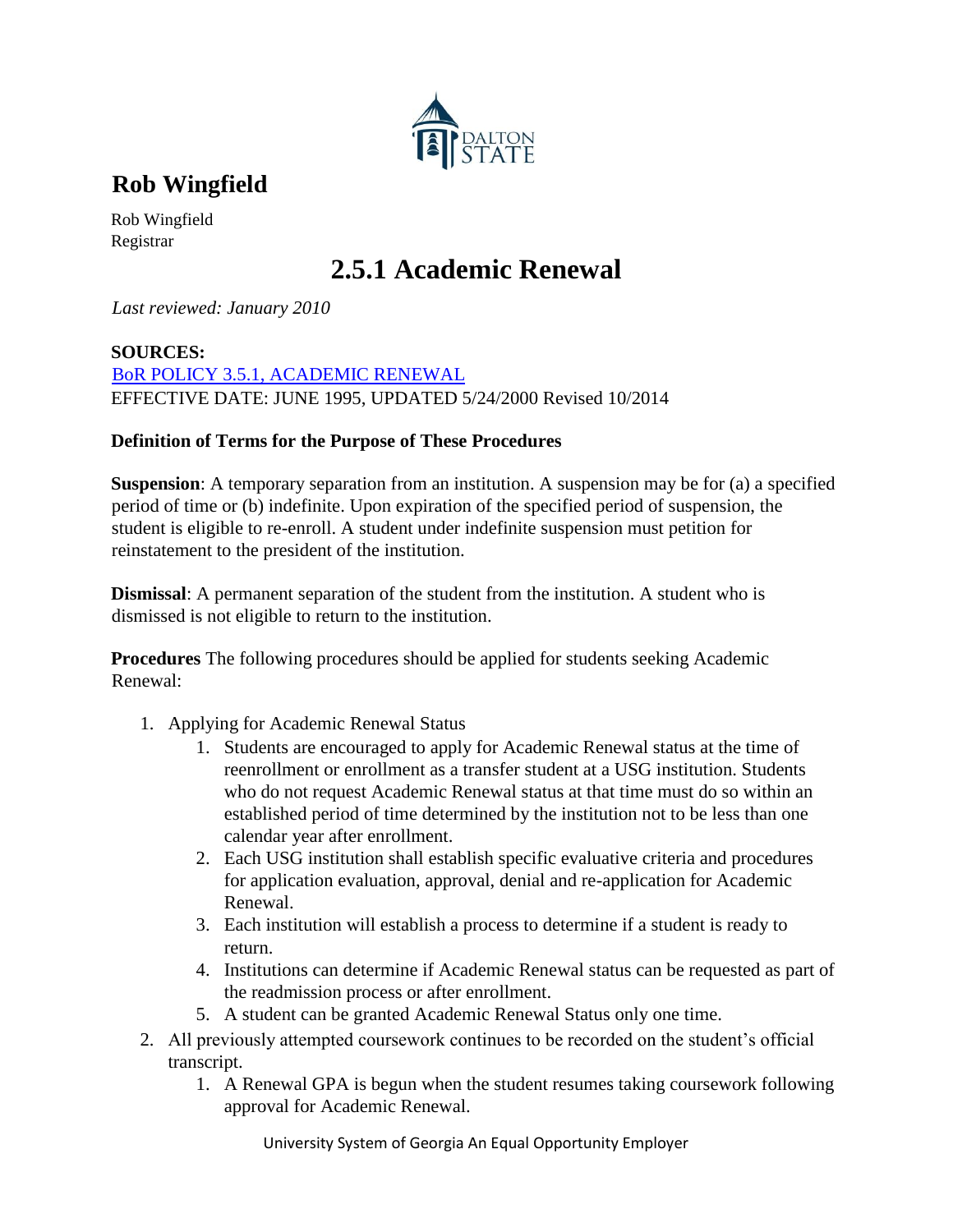## Rob Wingfield

Rob Wingfield
Registrar

# 2.5.1 Academic Renewal

*Last reviewed: January 2010*

**SOURCES:**
[BoR POLICY 3.5.1, ACADEMIC RENEWAL](#)
EFFECTIVE DATE: JUNE 1995, UPDATED 5/24/2000 Revised 10/2014

**Definition of Terms for the Purpose of These Procedures**

**Suspension**: A temporary separation from an institution. A suspension may be for (a) a specified period of time or (b) indefinite. Upon expiration of the specified period of suspension, the student is eligible to re-enroll. A student under indefinite suspension must petition for reinstatement to the president of the institution.

**Dismissal**: A permanent separation of the student from the institution. A student who is dismissed is not eligible to return to the institution.

**Procedures** The following procedures should be applied for students seeking Academic Renewal:

1. Applying for Academic Renewal Status
    1. Students are encouraged to apply for Academic Renewal status at the time of reenrollment or enrollment as a transfer student at a USG institution. Students who do not request Academic Renewal status at that time must do so within an established period of time determined by the institution not to be less than one calendar year after enrollment.
    2. Each USG institution shall establish specific evaluative criteria and procedures for application evaluation, approval, denial and re-application for Academic Renewal.
    3. Each institution will establish a process to determine if a student is ready to return.
    4. Institutions can determine if Academic Renewal status can be requested as part of the readmission process or after enrollment.
    5. A student can be granted Academic Renewal Status only one time.
2. All previously attempted coursework continues to be recorded on the student's official transcript.
    1. A Renewal GPA is begun when the student resumes taking coursework following approval for Academic Renewal.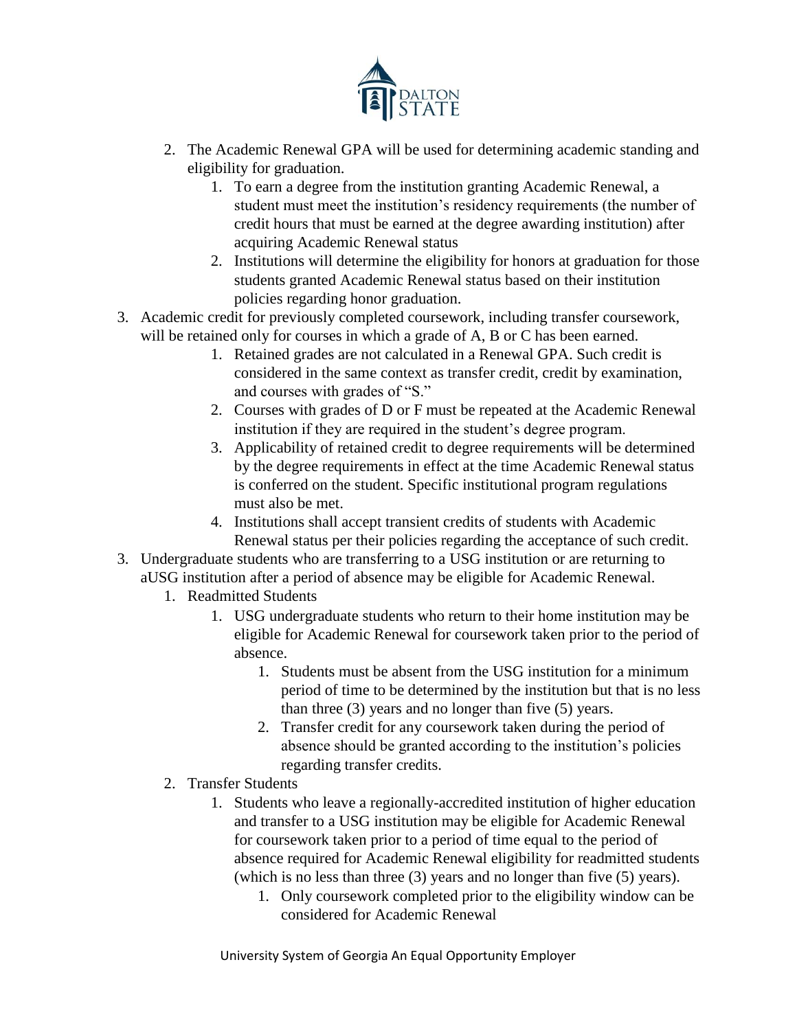2. The Academic Renewal GPA will be used for determining academic standing and eligibility for graduation.
    1. To earn a degree from the institution granting Academic Renewal, a student must meet the institution's residency requirements (the number of credit hours that must be earned at the degree awarding institution) after acquiring Academic Renewal status
    2. Institutions will determine the eligibility for honors at graduation for those students granted Academic Renewal status based on their institution policies regarding honor graduation.

3. Academic credit for previously completed coursework, including transfer coursework, will be retained only for courses in which a grade of A, B or C has been earned.
    1. Retained grades are not calculated in a Renewal GPA. Such credit is considered in the same context as transfer credit, credit by examination, and courses with grades of "S."
    2. Courses with grades of D or F must be repeated at the Academic Renewal institution if they are required in the student's degree program.
    3. Applicability of retained credit to degree requirements will be determined by the degree requirements in effect at the time Academic Renewal status is conferred on the student. Specific institutional program regulations must also be met.
    4. Institutions shall accept transient credits of students with Academic Renewal status per their policies regarding the acceptance of such credit.

3. Undergraduate students who are transferring to a USG institution or are returning to aUSG institution after a period of absence may be eligible for Academic Renewal.
    1. Readmitted Students
        1. USG undergraduate students who return to their home institution may be eligible for Academic Renewal for coursework taken prior to the period of absence.
            1. Students must be absent from the USG institution for a minimum period of time to be determined by the institution but that is no less than three (3) years and no longer than five (5) years.
            2. Transfer credit for any coursework taken during the period of absence should be granted according to the institution's policies regarding transfer credits.
    2. Transfer Students
        1. Students who leave a regionally-accredited institution of higher education and transfer to a USG institution may be eligible for Academic Renewal for coursework taken prior to a period of time equal to the period of absence required for Academic Renewal eligibility for readmitted students (which is no less than three (3) years and no longer than five (5) years).
            1. Only coursework completed prior to the eligibility window can be considered for Academic Renewal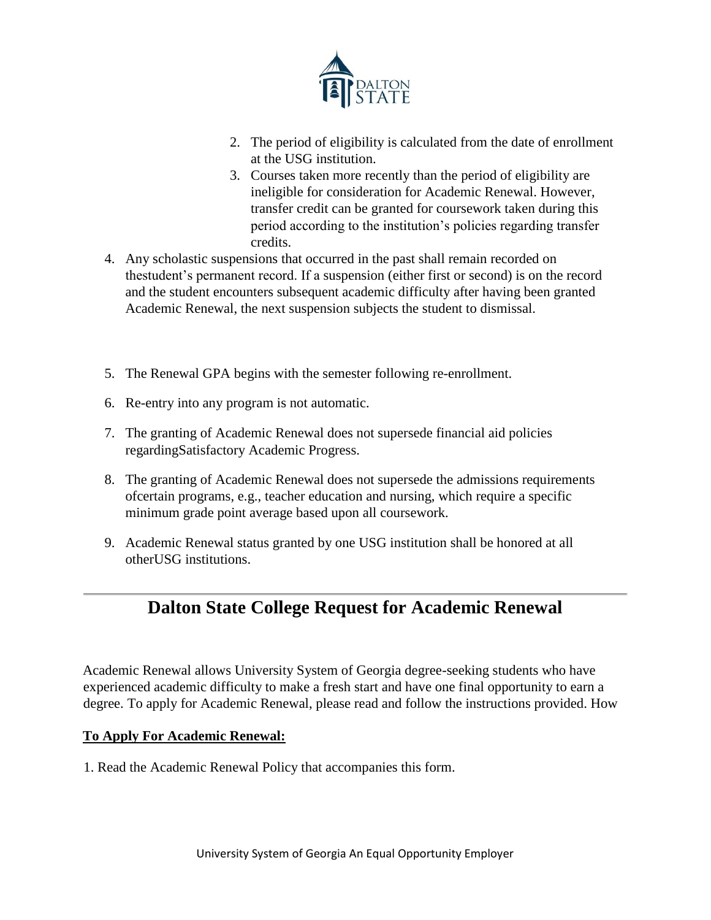2. The period of eligibility is calculated from the date of enrollment at the USG institution.
3. Courses taken more recently than the period of eligibility are ineligible for consideration for Academic Renewal. However, transfer credit can be granted for coursework taken during this period according to the institution's policies regarding transfer credits.

4. Any scholastic suspensions that occurred in the past shall remain recorded on thestudent's permanent record. If a suspension (either first or second) is on the record and the student encounters subsequent academic difficulty after having been granted Academic Renewal, the next suspension subjects the student to dismissal.

5. The Renewal GPA begins with the semester following re-enrollment.

6. Re-entry into any program is not automatic.

7. The granting of Academic Renewal does not supersede financial aid policies regardingSatisfactory Academic Progress.

8. The granting of Academic Renewal does not supersede the admissions requirements ofcertain programs, e.g., teacher education and nursing, which require a specific minimum grade point average based upon all coursework.

9. Academic Renewal status granted by one USG institution shall be honored at all otherUSG institutions.

---

## Dalton State College Request for Academic Renewal

Academic Renewal allows University System of Georgia degree-seeking students who have experienced academic difficulty to make a fresh start and have one final opportunity to earn a degree. To apply for Academic Renewal, please read and follow the instructions provided. How

**To Apply For Academic Renewal:**

1. Read the Academic Renewal Policy that accompanies this form.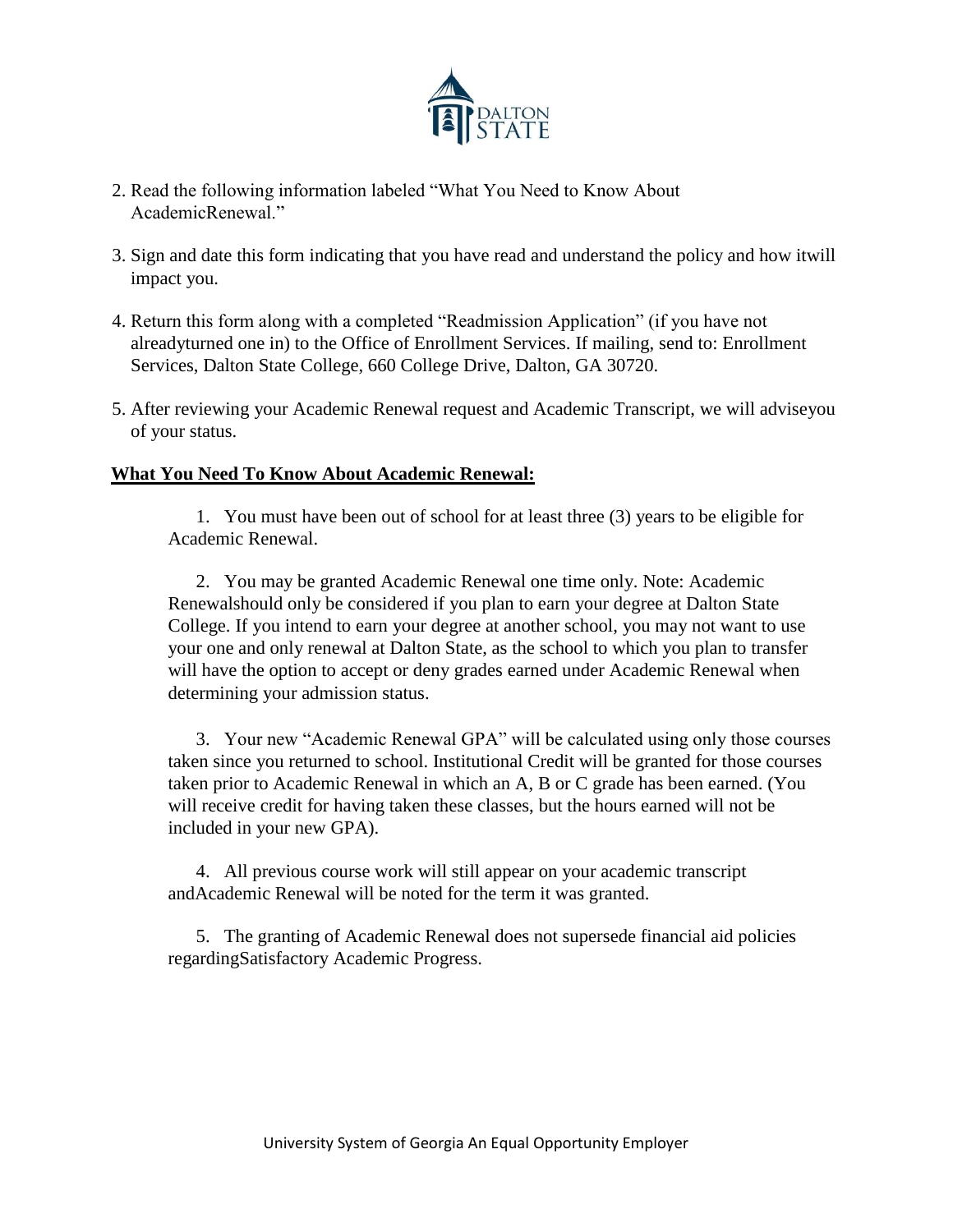2. Read the following information labeled "What You Need to Know About AcademicRenewal."

3. Sign and date this form indicating that you have read and understand the policy and how itwill impact you.

4. Return this form along with a completed "Readmission Application" (if you have not alreadyturned one in) to the Office of Enrollment Services. If mailing, send to: Enrollment Services, Dalton State College, 660 College Drive, Dalton, GA 30720.

5. After reviewing your Academic Renewal request and Academic Transcript, we will adviseyou of your status.

**What You Need To Know About Academic Renewal:**

1. You must have been out of school for at least three (3) years to be eligible for Academic Renewal.

2. You may be granted Academic Renewal one time only. Note: Academic Renewalshould only be considered if you plan to earn your degree at Dalton State College. If you intend to earn your degree at another school, you may not want to use your one and only renewal at Dalton State, as the school to which you plan to transfer will have the option to accept or deny grades earned under Academic Renewal when determining your admission status.

3. Your new "Academic Renewal GPA" will be calculated using only those courses taken since you returned to school. Institutional Credit will be granted for those courses taken prior to Academic Renewal in which an A, B or C grade has been earned. (You will receive credit for having taken these classes, but the hours earned will not be included in your new GPA).

4. All previous course work will still appear on your academic transcript andAcademic Renewal will be noted for the term it was granted.

5. The granting of Academic Renewal does not supersede financial aid policies regardingSatisfactory Academic Progress.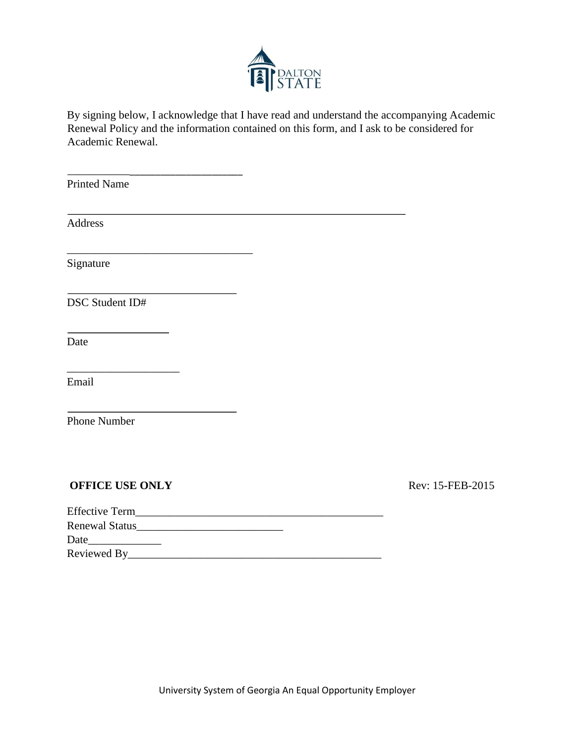By signing below, I acknowledge that I have read and understand the accompanying Academic Renewal Policy and the information contained on this form, and I ask to be considered for Academic Renewal.

________________________________

Printed Name

______________________________________________________________

Address

__________________________________

Signature

_______________________________

DSC Student ID#

__________________

Date

____________________

Email

_______________________________

Phone Number

**OFFICE USE ONLY** Rev: 15-FEB-2015

Effective Term_____________________________________________

Renewal Status__________________________

Date_____________

Reviewed By______________________________________________

University System of Georgia An Equal Opportunity Employer